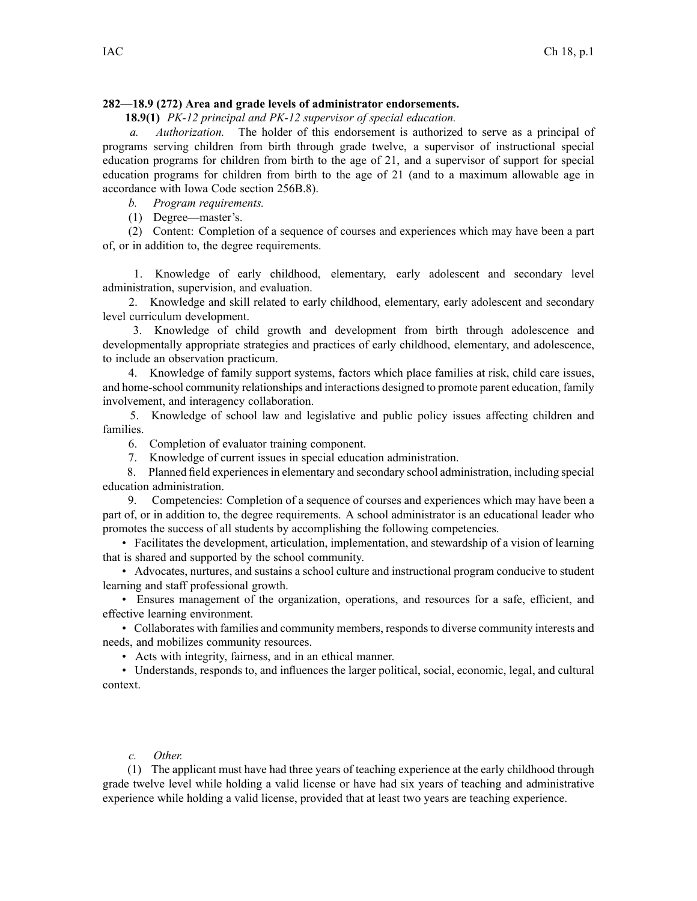**282—18.9 (272) Area and grade levels of administrator endorsements.**

**18.9(1)** *PK-12 principal and PK-12 supervisor of special education.*

*a. Authorization.* The holder of this endorsement is authorized to serve as a principal of programs serving children from birth through grade twelve, a supervisor of instructional special education programs for children from birth to the age of 21, and a supervisor of support for special education programs for children from birth to the age of 21 (and to a maximum allowable age in accordance with Iowa Code section 256B.8).

*b. Program requirements.*

(1) Degree—master's.

(2) Content: Completion of a sequence of courses and experiences which may have been a part of, or in addition to, the degree requirements.

1. Knowledge of early childhood, elementary, early adolescent and secondary level administration, supervision, and evaluation.

2. Knowledge and skill related to early childhood, elementary, early adolescent and secondary level curriculum development.

3. Knowledge of child growth and development from birth through adolescence and developmentally appropriate strategies and practices of early childhood, elementary, and adolescence, to include an observation practicum.

4. Knowledge of family support systems, factors which place families at risk, child care issues, and home-school community relationships and interactions designed to promote parent education, family involvement, and interagency collaboration.

5. Knowledge of school law and legislative and public policy issues affecting children and families.

6. Completion of evaluator training component.

7. Knowledge of current issues in special education administration.

8. Planned field experiences in elementary and secondary school administration, including special education administration.

9. Competencies: Completion of a sequence of courses and experiences which may have been a part of, or in addition to, the degree requirements. A school administrator is an educational leader who promotes the success of all students by accomplishing the following competencies.

- Facilitates the development, articulation, implementation, and stewardship of a vision of learning that is shared and supported by the school community.
- Advocates, nurtures, and sustains a school culture and instructional program conducive to student learning and staff professional growth.
- Ensures management of the organization, operations, and resources for a safe, efficient, and effective learning environment.
- Collaborates with families and community members, responds to diverse community interests and needs, and mobilizes community resources.
- Acts with integrity, fairness, and in an ethical manner.
- Understands, responds to, and influences the larger political, social, economic, legal, and cultural context.

*c. Other.*

(1) The applicant must have had three years of teaching experience at the early childhood through grade twelve level while holding a valid license or have had six years of teaching and administrative experience while holding a valid license, provided that at least two years are teaching experience.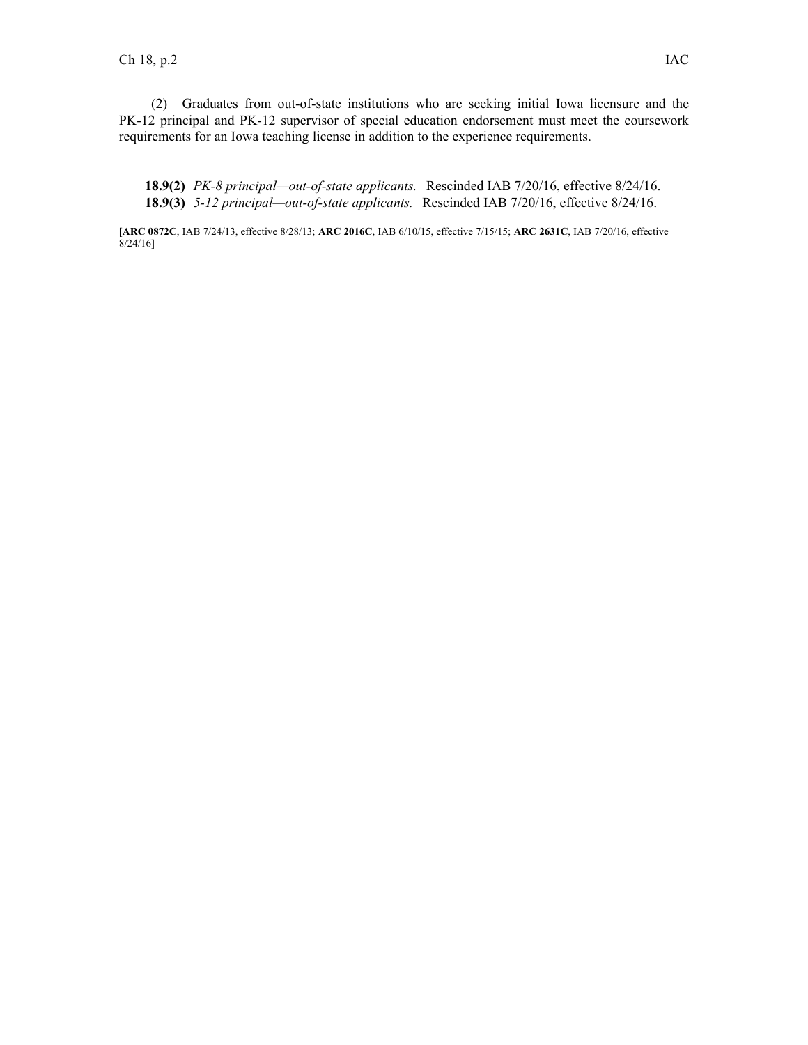(2) Graduates from out-of-state institutions who are seeking initial Iowa licensure and the PK-12 principal and PK-12 supervisor of special education endorsement must meet the coursework requirements for an Iowa teaching license in addition to the experience requirements.

**18.9(2)** *PK-8 principal—out-of-state applicants.* Rescinded IAB 7/20/16, effective 8/24/16.
**18.9(3)** *5-12 principal—out-of-state applicants.* Rescinded IAB 7/20/16, effective 8/24/16.

[**ARC 0872C**, IAB 7/24/13, effective 8/28/13; **ARC 2016C**, IAB 6/10/15, effective 7/15/15; **ARC 2631C**, IAB 7/20/16, effective 8/24/16]